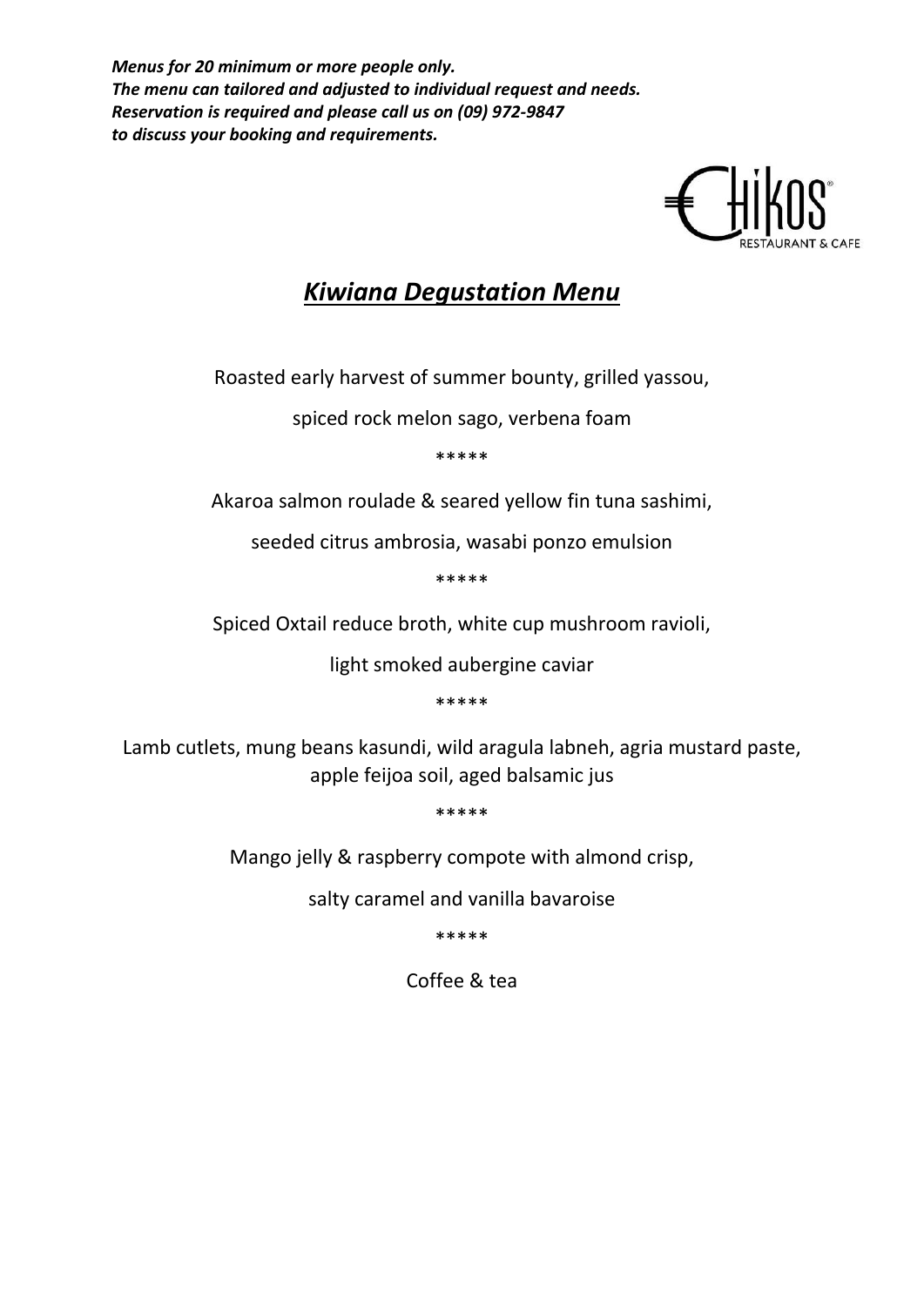***Menus for 20 minimum or more people only.***
***The menu can tailored and adjusted to individual request and needs.***
***Reservation is required and please call us on (09) 972-9847***
***to discuss your booking and requirements.***

Chikos RESTAURANT & CAFE

# *Kiwiana Degustation Menu*

Roasted early harvest of summer bounty, grilled yassou,

spiced rock melon sago, verbena foam

*****

Akaroa salmon roulade & seared yellow fin tuna sashimi,

seeded citrus ambrosia, wasabi ponzo emulsion

*****

Spiced Oxtail reduce broth, white cup mushroom ravioli,

light smoked aubergine caviar

*****

Lamb cutlets, mung beans kasundi, wild aragula labneh, agria mustard paste, apple feijoa soil, aged balsamic jus

*****

Mango jelly & raspberry compote with almond crisp,

salty caramel and vanilla bavaroise

*****

Coffee & tea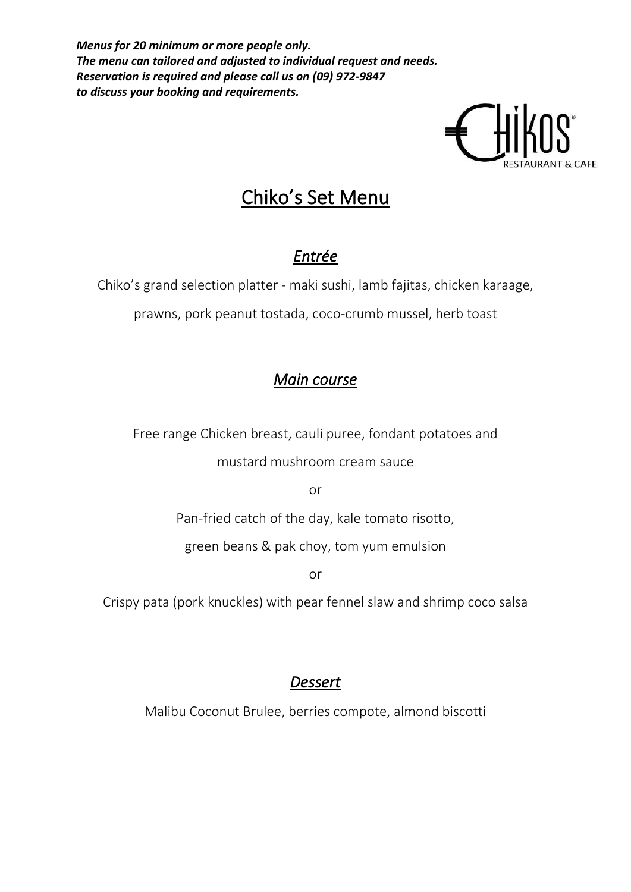***Menus for 20 minimum or more people only.***
***The menu can tailored and adjusted to individual request and needs.***
***Reservation is required and please call us on (09) 972-9847***
***to discuss your booking and requirements.***

Chikos RESTAURANT & CAFE

# Chiko's Set Menu

## *Entrée*

Chiko's grand selection platter - maki sushi, lamb fajitas, chicken karaage,
prawns, pork peanut tostada, coco-crumb mussel, herb toast

## *Main course*

Free range Chicken breast, cauli puree, fondant potatoes and
mustard mushroom cream sauce

or

Pan-fried catch of the day, kale tomato risotto,
green beans & pak choy, tom yum emulsion

or

Crispy pata (pork knuckles) with pear fennel slaw and shrimp coco salsa

## *Dessert*

Malibu Coconut Brulee, berries compote, almond biscotti